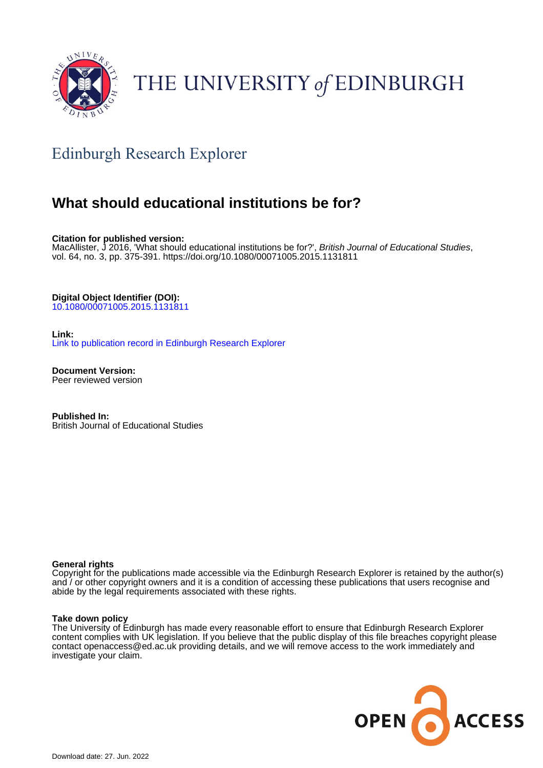THE UNIVERSITY *of* EDINBURGH

## Edinburgh Research Explorer

# What should educational institutions be for?

**Citation for published version:**
MacAllister, J 2016, 'What should educational institutions be for?', *British Journal of Educational Studies*, vol. 64, no. 3, pp. 375-391. https://doi.org/10.1080/00071005.2015.1131811

**Digital Object Identifier (DOI):**
10.1080/00071005.2015.1131811

**Link:**
Link to publication record in Edinburgh Research Explorer

**Document Version:**
Peer reviewed version

**Published In:**
British Journal of Educational Studies

**General rights**
Copyright for the publications made accessible via the Edinburgh Research Explorer is retained by the author(s) and / or other copyright owners and it is a condition of accessing these publications that users recognise and abide by the legal requirements associated with these rights.

**Take down policy**
The University of Edinburgh has made every reasonable effort to ensure that Edinburgh Research Explorer content complies with UK legislation. If you believe that the public display of this file breaches copyright please contact openaccess@ed.ac.uk providing details, and we will remove access to the work immediately and investigate your claim.

Download date: 27. Jun. 2022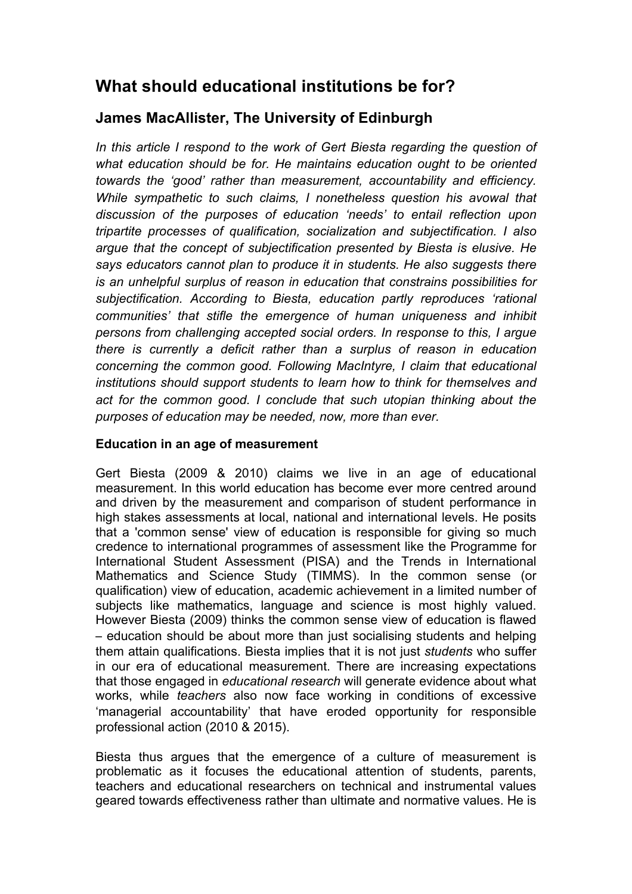# What should educational institutions be for?

## James MacAllister, The University of Edinburgh

*In this article I respond to the work of Gert Biesta regarding the question of what education should be for. He maintains education ought to be oriented towards the 'good' rather than measurement, accountability and efficiency. While sympathetic to such claims, I nonetheless question his avowal that discussion of the purposes of education 'needs' to entail reflection upon tripartite processes of qualification, socialization and subjectification. I also argue that the concept of subjectification presented by Biesta is elusive. He says educators cannot plan to produce it in students. He also suggests there is an unhelpful surplus of reason in education that constrains possibilities for subjectification. According to Biesta, education partly reproduces 'rational communities' that stifle the emergence of human uniqueness and inhibit persons from challenging accepted social orders. In response to this, I argue there is currently a deficit rather than a surplus of reason in education concerning the common good. Following MacIntyre, I claim that educational institutions should support students to learn how to think for themselves and act for the common good. I conclude that such utopian thinking about the purposes of education may be needed, now, more than ever.*

**Education in an age of measurement**

Gert Biesta (2009 & 2010) claims we live in an age of educational measurement. In this world education has become ever more centred around and driven by the measurement and comparison of student performance in high stakes assessments at local, national and international levels. He posits that a 'common sense' view of education is responsible for giving so much credence to international programmes of assessment like the Programme for International Student Assessment (PISA) and the Trends in International Mathematics and Science Study (TIMMS). In the common sense (or qualification) view of education, academic achievement in a limited number of subjects like mathematics, language and science is most highly valued. However Biesta (2009) thinks the common sense view of education is flawed – education should be about more than just socialising students and helping them attain qualifications. Biesta implies that it is not just *students* who suffer in our era of educational measurement. There are increasing expectations that those engaged in *educational research* will generate evidence about what works, while *teachers* also now face working in conditions of excessive 'managerial accountability' that have eroded opportunity for responsible professional action (2010 & 2015).

Biesta thus argues that the emergence of a culture of measurement is problematic as it focuses the educational attention of students, parents, teachers and educational researchers on technical and instrumental values geared towards effectiveness rather than ultimate and normative values. He is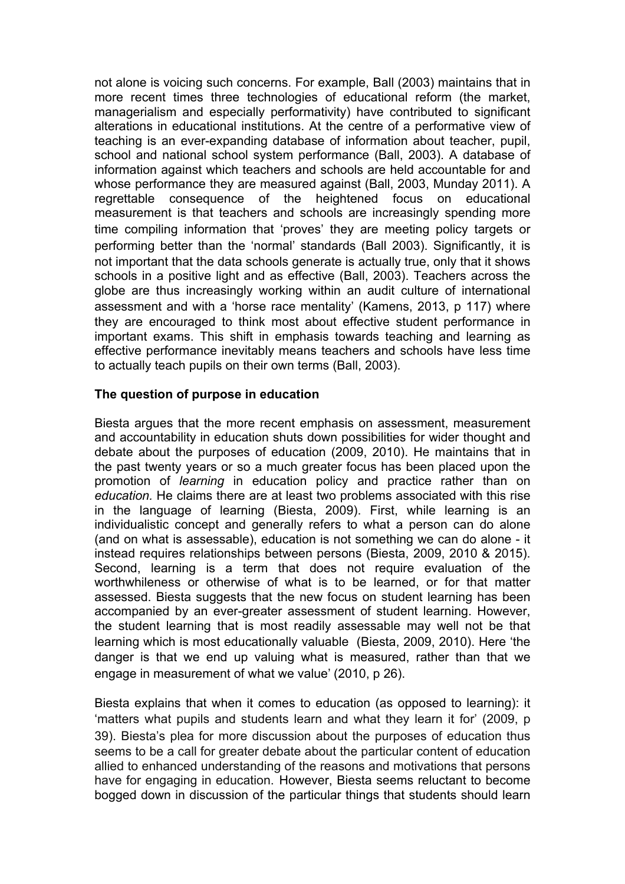not alone is voicing such concerns. For example, Ball (2003) maintains that in more recent times three technologies of educational reform (the market, managerialism and especially performativity) have contributed to significant alterations in educational institutions. At the centre of a performative view of teaching is an ever-expanding database of information about teacher, pupil, school and national school system performance (Ball, 2003). A database of information against which teachers and schools are held accountable for and whose performance they are measured against (Ball, 2003, Munday 2011). A regrettable consequence of the heightened focus on educational measurement is that teachers and schools are increasingly spending more time compiling information that 'proves' they are meeting policy targets or performing better than the 'normal' standards (Ball 2003). Significantly, it is not important that the data schools generate is actually true, only that it shows schools in a positive light and as effective (Ball, 2003). Teachers across the globe are thus increasingly working within an audit culture of international assessment and with a 'horse race mentality' (Kamens, 2013, p 117) where they are encouraged to think most about effective student performance in important exams. This shift in emphasis towards teaching and learning as effective performance inevitably means teachers and schools have less time to actually teach pupils on their own terms (Ball, 2003).

**The question of purpose in education**

Biesta argues that the more recent emphasis on assessment, measurement and accountability in education shuts down possibilities for wider thought and debate about the purposes of education (2009, 2010). He maintains that in the past twenty years or so a much greater focus has been placed upon the promotion of *learning* in education policy and practice rather than on *education.* He claims there are at least two problems associated with this rise in the language of learning (Biesta, 2009). First, while learning is an individualistic concept and generally refers to what a person can do alone (and on what is assessable), education is not something we can do alone - it instead requires relationships between persons (Biesta, 2009, 2010 & 2015). Second, learning is a term that does not require evaluation of the worthwhileness or otherwise of what is to be learned, or for that matter assessed. Biesta suggests that the new focus on student learning has been accompanied by an ever-greater assessment of student learning. However, the student learning that is most readily assessable may well not be that learning which is most educationally valuable (Biesta, 2009, 2010). Here 'the danger is that we end up valuing what is measured, rather than that we engage in measurement of what we value' (2010, p 26).

Biesta explains that when it comes to education (as opposed to learning): it 'matters what pupils and students learn and what they learn it for' (2009, p 39). Biesta's plea for more discussion about the purposes of education thus seems to be a call for greater debate about the particular content of education allied to enhanced understanding of the reasons and motivations that persons have for engaging in education. However, Biesta seems reluctant to become bogged down in discussion of the particular things that students should learn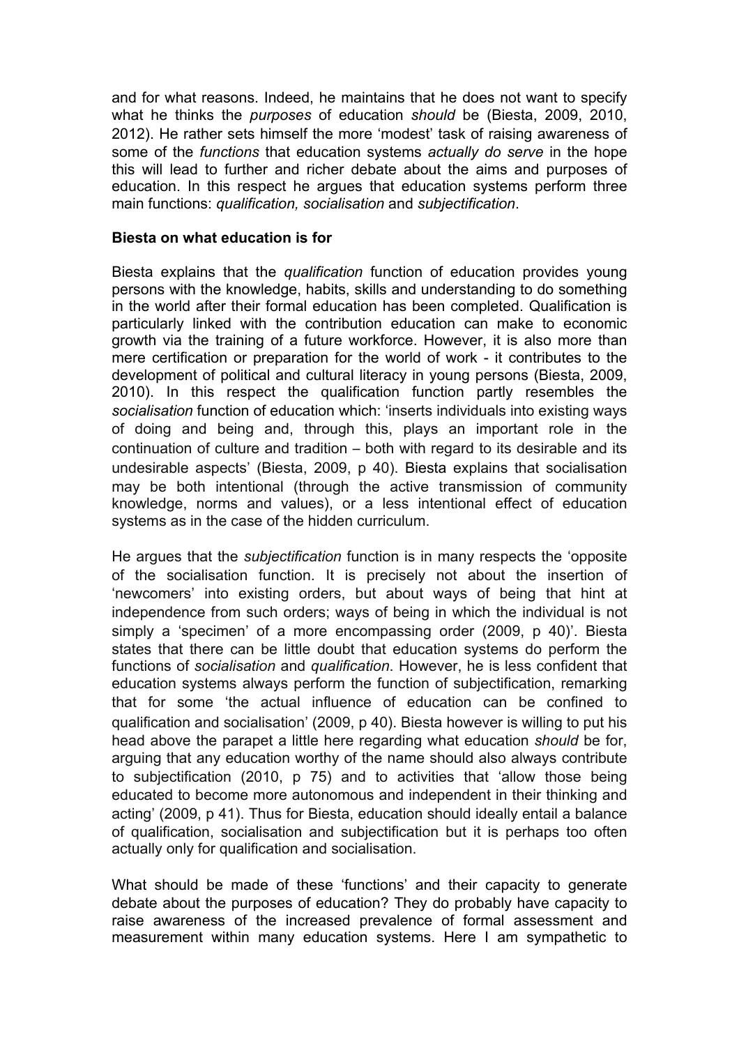and for what reasons. Indeed, he maintains that he does not want to specify what he thinks the *purposes* of education *should* be (Biesta, 2009, 2010, 2012). He rather sets himself the more 'modest' task of raising awareness of some of the *functions* that education systems *actually do serve* in the hope this will lead to further and richer debate about the aims and purposes of education. In this respect he argues that education systems perform three main functions: *qualification, socialisation* and *subjectification*.

**Biesta on what education is for**

Biesta explains that the *qualification* function of education provides young persons with the knowledge, habits, skills and understanding to do something in the world after their formal education has been completed. Qualification is particularly linked with the contribution education can make to economic growth via the training of a future workforce. However, it is also more than mere certification or preparation for the world of work - it contributes to the development of political and cultural literacy in young persons (Biesta, 2009, 2010). In this respect the qualification function partly resembles the *socialisation* function of education which: 'inserts individuals into existing ways of doing and being and, through this, plays an important role in the continuation of culture and tradition – both with regard to its desirable and its undesirable aspects' (Biesta, 2009, p 40). Biesta explains that socialisation may be both intentional (through the active transmission of community knowledge, norms and values), or a less intentional effect of education systems as in the case of the hidden curriculum.

He argues that the *subjectification* function is in many respects the 'opposite of the socialisation function. It is precisely not about the insertion of 'newcomers' into existing orders, but about ways of being that hint at independence from such orders; ways of being in which the individual is not simply a 'specimen' of a more encompassing order (2009, p 40)'. Biesta states that there can be little doubt that education systems do perform the functions of *socialisation* and *qualification*. However, he is less confident that education systems always perform the function of subjectification, remarking that for some 'the actual influence of education can be confined to qualification and socialisation' (2009, p 40). Biesta however is willing to put his head above the parapet a little here regarding what education *should* be for, arguing that any education worthy of the name should also always contribute to subjectification (2010, p 75) and to activities that 'allow those being educated to become more autonomous and independent in their thinking and acting' (2009, p 41). Thus for Biesta, education should ideally entail a balance of qualification, socialisation and subjectification but it is perhaps too often actually only for qualification and socialisation.

What should be made of these 'functions' and their capacity to generate debate about the purposes of education? They do probably have capacity to raise awareness of the increased prevalence of formal assessment and measurement within many education systems. Here I am sympathetic to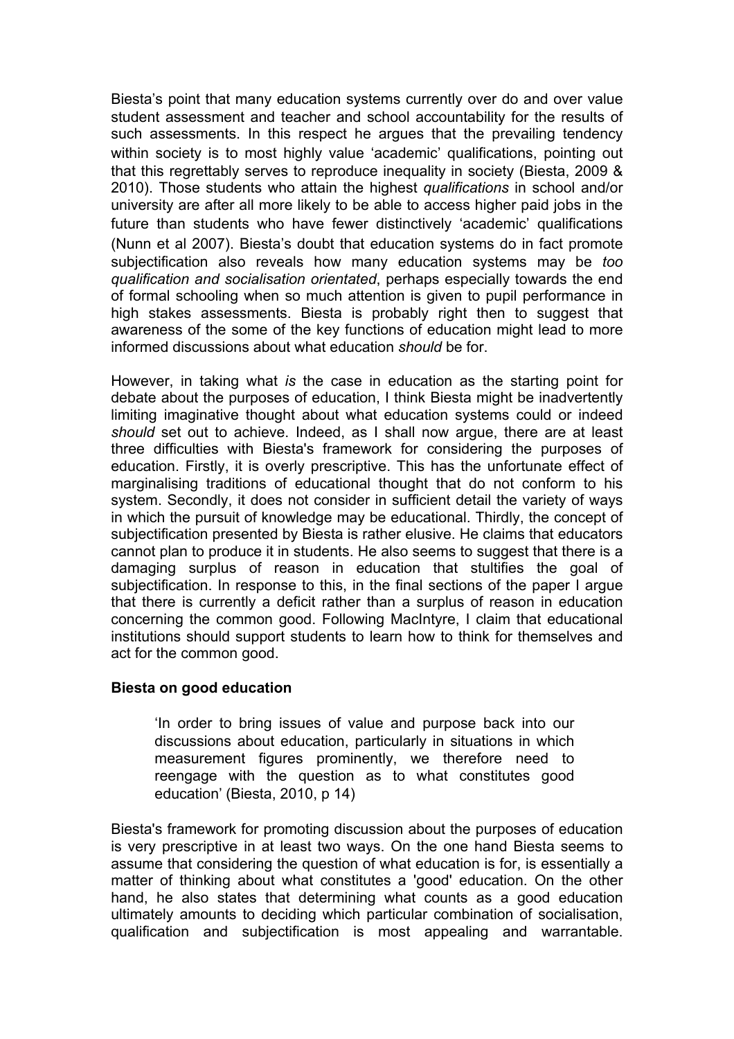Biesta's point that many education systems currently over do and over value student assessment and teacher and school accountability for the results of such assessments. In this respect he argues that the prevailing tendency within society is to most highly value 'academic' qualifications, pointing out that this regrettably serves to reproduce inequality in society (Biesta, 2009 & 2010). Those students who attain the highest *qualifications* in school and/or university are after all more likely to be able to access higher paid jobs in the future than students who have fewer distinctively 'academic' qualifications (Nunn et al 2007). Biesta's doubt that education systems do in fact promote subjectification also reveals how many education systems may be *too qualification and socialisation orientated*, perhaps especially towards the end of formal schooling when so much attention is given to pupil performance in high stakes assessments. Biesta is probably right then to suggest that awareness of the some of the key functions of education might lead to more informed discussions about what education *should* be for.

However, in taking what *is* the case in education as the starting point for debate about the purposes of education, I think Biesta might be inadvertently limiting imaginative thought about what education systems could or indeed *should* set out to achieve. Indeed, as I shall now argue, there are at least three difficulties with Biesta's framework for considering the purposes of education. Firstly, it is overly prescriptive. This has the unfortunate effect of marginalising traditions of educational thought that do not conform to his system. Secondly, it does not consider in sufficient detail the variety of ways in which the pursuit of knowledge may be educational. Thirdly, the concept of subjectification presented by Biesta is rather elusive. He claims that educators cannot plan to produce it in students. He also seems to suggest that there is a damaging surplus of reason in education that stultifies the goal of subjectification. In response to this, in the final sections of the paper I argue that there is currently a deficit rather than a surplus of reason in education concerning the common good. Following MacIntyre, I claim that educational institutions should support students to learn how to think for themselves and act for the common good.

**Biesta on good education**

> 'In order to bring issues of value and purpose back into our discussions about education, particularly in situations in which measurement figures prominently, we therefore need to reengage with the question as to what constitutes good education' (Biesta, 2010, p 14)

Biesta's framework for promoting discussion about the purposes of education is very prescriptive in at least two ways. On the one hand Biesta seems to assume that considering the question of what education is for, is essentially a matter of thinking about what constitutes a 'good' education. On the other hand, he also states that determining what counts as a good education ultimately amounts to deciding which particular combination of socialisation, qualification and subjectification is most appealing and warrantable.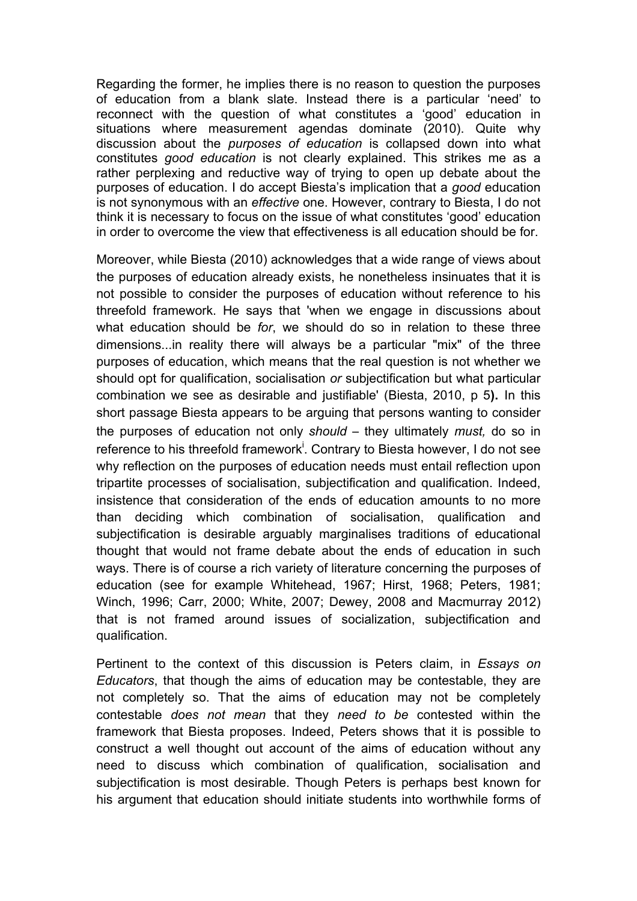Regarding the former, he implies there is no reason to question the purposes of education from a blank slate. Instead there is a particular 'need' to reconnect with the question of what constitutes a 'good' education in situations where measurement agendas dominate (2010). Quite why discussion about the *purposes of education* is collapsed down into what constitutes *good education* is not clearly explained. This strikes me as a rather perplexing and reductive way of trying to open up debate about the purposes of education. I do accept Biesta's implication that a *good* education is not synonymous with an *effective* one. However, contrary to Biesta, I do not think it is necessary to focus on the issue of what constitutes 'good' education in order to overcome the view that effectiveness is all education should be for.

Moreover, while Biesta (2010) acknowledges that a wide range of views about the purposes of education already exists, he nonetheless insinuates that it is not possible to consider the purposes of education without reference to his threefold framework. He says that 'when we engage in discussions about what education should be *for*, we should do so in relation to these three dimensions...in reality there will always be a particular "mix" of the three purposes of education, which means that the real question is not whether we should opt for qualification, socialisation *or* subjectification but what particular combination we see as desirable and justifiable' (Biesta, 2010, p 5**).** In this short passage Biesta appears to be arguing that persons wanting to consider the purposes of education not only *should* – they ultimately *must,* do so in reference to his threefold framework[i]. Contrary to Biesta however, I do not see why reflection on the purposes of education needs must entail reflection upon tripartite processes of socialisation, subjectification and qualification. Indeed, insistence that consideration of the ends of education amounts to no more than deciding which combination of socialisation, qualification and subjectification is desirable arguably marginalises traditions of educational thought that would not frame debate about the ends of education in such ways. There is of course a rich variety of literature concerning the purposes of education (see for example Whitehead, 1967; Hirst, 1968; Peters, 1981; Winch, 1996; Carr, 2000; White, 2007; Dewey, 2008 and Macmurray 2012) that is not framed around issues of socialization, subjectification and qualification.

Pertinent to the context of this discussion is Peters claim, in *Essays on Educators*, that though the aims of education may be contestable, they are not completely so. That the aims of education may not be completely contestable *does not mean* that they *need to be* contested within the framework that Biesta proposes. Indeed, Peters shows that it is possible to construct a well thought out account of the aims of education without any need to discuss which combination of qualification, socialisation and subjectification is most desirable. Though Peters is perhaps best known for his argument that education should initiate students into worthwhile forms of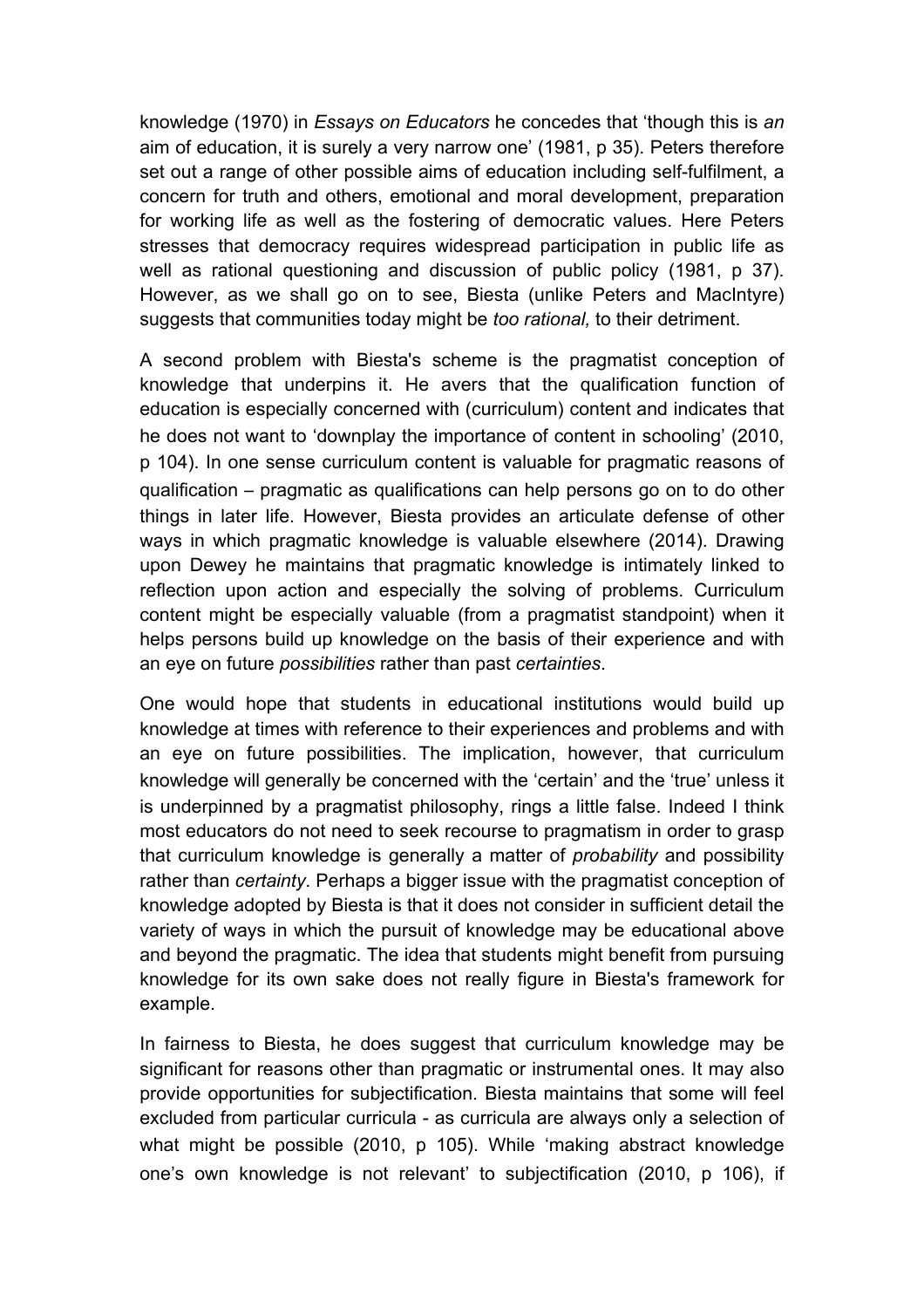knowledge (1970) in *Essays on Educators* he concedes that 'though this is *an* aim of education, it is surely a very narrow one' (1981, p 35). Peters therefore set out a range of other possible aims of education including self-fulfilment, a concern for truth and others, emotional and moral development, preparation for working life as well as the fostering of democratic values. Here Peters stresses that democracy requires widespread participation in public life as well as rational questioning and discussion of public policy (1981, p 37). However, as we shall go on to see, Biesta (unlike Peters and MacIntyre) suggests that communities today might be *too rational,* to their detriment.

A second problem with Biesta's scheme is the pragmatist conception of knowledge that underpins it. He avers that the qualification function of education is especially concerned with (curriculum) content and indicates that he does not want to 'downplay the importance of content in schooling' (2010, p 104). In one sense curriculum content is valuable for pragmatic reasons of qualification – pragmatic as qualifications can help persons go on to do other things in later life. However, Biesta provides an articulate defense of other ways in which pragmatic knowledge is valuable elsewhere (2014). Drawing upon Dewey he maintains that pragmatic knowledge is intimately linked to reflection upon action and especially the solving of problems. Curriculum content might be especially valuable (from a pragmatist standpoint) when it helps persons build up knowledge on the basis of their experience and with an eye on future *possibilities* rather than past *certainties*.

One would hope that students in educational institutions would build up knowledge at times with reference to their experiences and problems and with an eye on future possibilities. The implication, however, that curriculum knowledge will generally be concerned with the 'certain' and the 'true' unless it is underpinned by a pragmatist philosophy, rings a little false. Indeed I think most educators do not need to seek recourse to pragmatism in order to grasp that curriculum knowledge is generally a matter of *probability* and possibility rather than *certainty*. Perhaps a bigger issue with the pragmatist conception of knowledge adopted by Biesta is that it does not consider in sufficient detail the variety of ways in which the pursuit of knowledge may be educational above and beyond the pragmatic. The idea that students might benefit from pursuing knowledge for its own sake does not really figure in Biesta's framework for example.

In fairness to Biesta, he does suggest that curriculum knowledge may be significant for reasons other than pragmatic or instrumental ones. It may also provide opportunities for subjectification. Biesta maintains that some will feel excluded from particular curricula - as curricula are always only a selection of what might be possible (2010, p 105). While 'making abstract knowledge one's own knowledge is not relevant' to subjectification (2010, p 106), if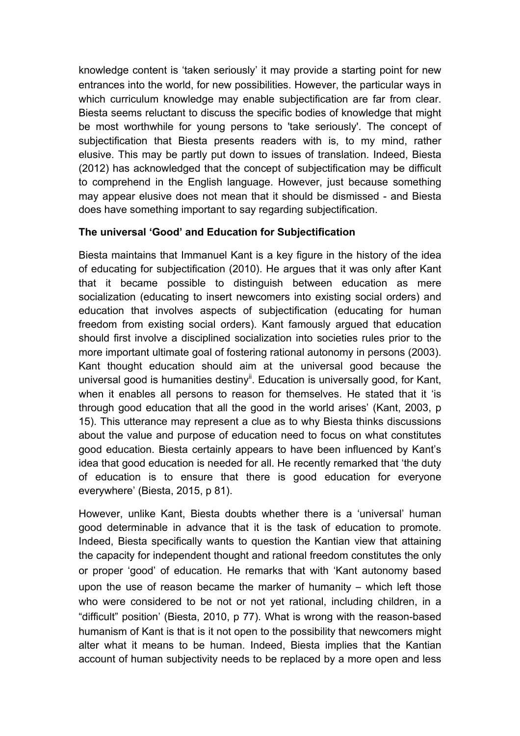knowledge content is 'taken seriously' it may provide a starting point for new entrances into the world, for new possibilities. However, the particular ways in which curriculum knowledge may enable subjectification are far from clear. Biesta seems reluctant to discuss the specific bodies of knowledge that might be most worthwhile for young persons to 'take seriously'. The concept of subjectification that Biesta presents readers with is, to my mind, rather elusive. This may be partly put down to issues of translation. Indeed, Biesta (2012) has acknowledged that the concept of subjectification may be difficult to comprehend in the English language. However, just because something may appear elusive does not mean that it should be dismissed - and Biesta does have something important to say regarding subjectification.

**The universal 'Good' and Education for Subjectification**

Biesta maintains that Immanuel Kant is a key figure in the history of the idea of educating for subjectification (2010). He argues that it was only after Kant that it became possible to distinguish between education as mere socialization (educating to insert newcomers into existing social orders) and education that involves aspects of subjectification (educating for human freedom from existing social orders). Kant famously argued that education should first involve a disciplined socialization into societies rules prior to the more important ultimate goal of fostering rational autonomy in persons (2003). Kant thought education should aim at the universal good because the universal good is humanities destiny[ii]. Education is universally good, for Kant, when it enables all persons to reason for themselves. He stated that it 'is through good education that all the good in the world arises' (Kant, 2003, p 15). This utterance may represent a clue as to why Biesta thinks discussions about the value and purpose of education need to focus on what constitutes good education. Biesta certainly appears to have been influenced by Kant's idea that good education is needed for all. He recently remarked that 'the duty of education is to ensure that there is good education for everyone everywhere' (Biesta, 2015, p 81).

However, unlike Kant, Biesta doubts whether there is a 'universal' human good determinable in advance that it is the task of education to promote. Indeed, Biesta specifically wants to question the Kantian view that attaining the capacity for independent thought and rational freedom constitutes the only or proper 'good' of education. He remarks that with 'Kant autonomy based upon the use of reason became the marker of humanity – which left those who were considered to be not or not yet rational, including children, in a "difficult" position' (Biesta, 2010, p 77). What is wrong with the reason-based humanism of Kant is that is it not open to the possibility that newcomers might alter what it means to be human. Indeed, Biesta implies that the Kantian account of human subjectivity needs to be replaced by a more open and less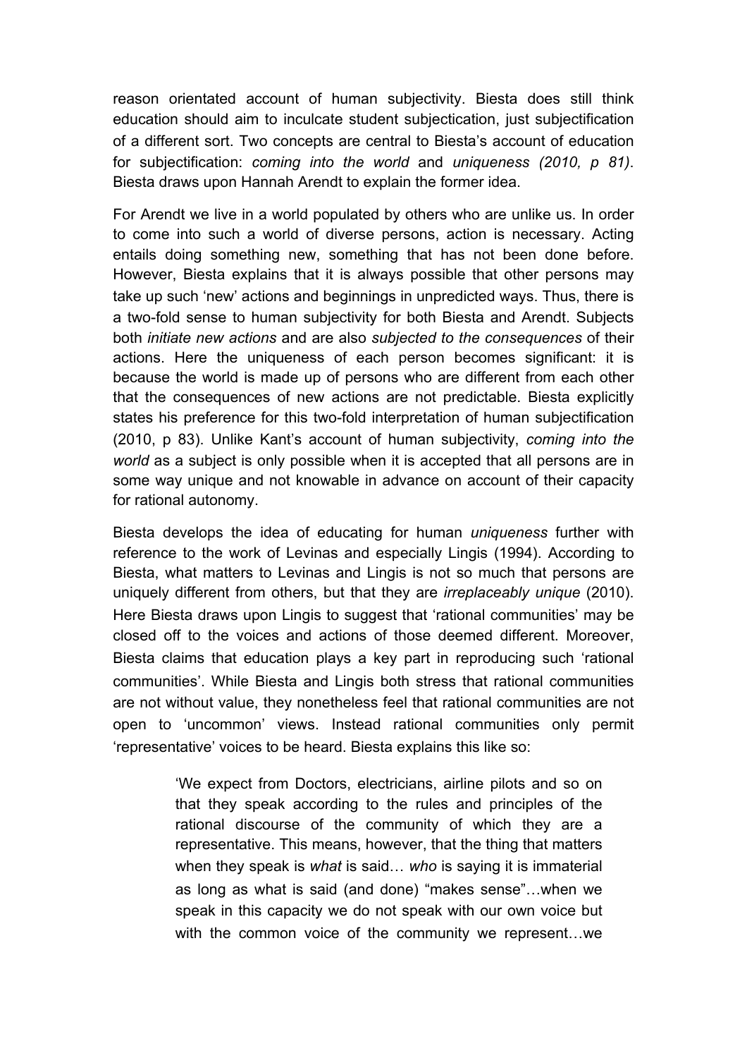reason orientated account of human subjectivity. Biesta does still think education should aim to inculcate student subjectication, just subjectification of a different sort. Two concepts are central to Biesta's account of education for subjectification: *coming into the world* and *uniqueness (2010, p 81)*. Biesta draws upon Hannah Arendt to explain the former idea.

For Arendt we live in a world populated by others who are unlike us. In order to come into such a world of diverse persons, action is necessary. Acting entails doing something new, something that has not been done before. However, Biesta explains that it is always possible that other persons may take up such 'new' actions and beginnings in unpredicted ways. Thus, there is a two-fold sense to human subjectivity for both Biesta and Arendt. Subjects both *initiate new actions* and are also *subjected to the consequences* of their actions. Here the uniqueness of each person becomes significant: it is because the world is made up of persons who are different from each other that the consequences of new actions are not predictable. Biesta explicitly states his preference for this two-fold interpretation of human subjectification (2010, p 83). Unlike Kant's account of human subjectivity, *coming into the world* as a subject is only possible when it is accepted that all persons are in some way unique and not knowable in advance on account of their capacity for rational autonomy.

Biesta develops the idea of educating for human *uniqueness* further with reference to the work of Levinas and especially Lingis (1994). According to Biesta, what matters to Levinas and Lingis is not so much that persons are uniquely different from others, but that they are *irreplaceably unique* (2010). Here Biesta draws upon Lingis to suggest that 'rational communities' may be closed off to the voices and actions of those deemed different. Moreover, Biesta claims that education plays a key part in reproducing such 'rational communities'. While Biesta and Lingis both stress that rational communities are not without value, they nonetheless feel that rational communities are not open to 'uncommon' views. Instead rational communities only permit 'representative' voices to be heard. Biesta explains this like so:

> 'We expect from Doctors, electricians, airline pilots and so on that they speak according to the rules and principles of the rational discourse of the community of which they are a representative. This means, however, that the thing that matters when they speak is *what* is said… *who* is saying it is immaterial as long as what is said (and done) "makes sense"…when we speak in this capacity we do not speak with our own voice but with the common voice of the community we represent…we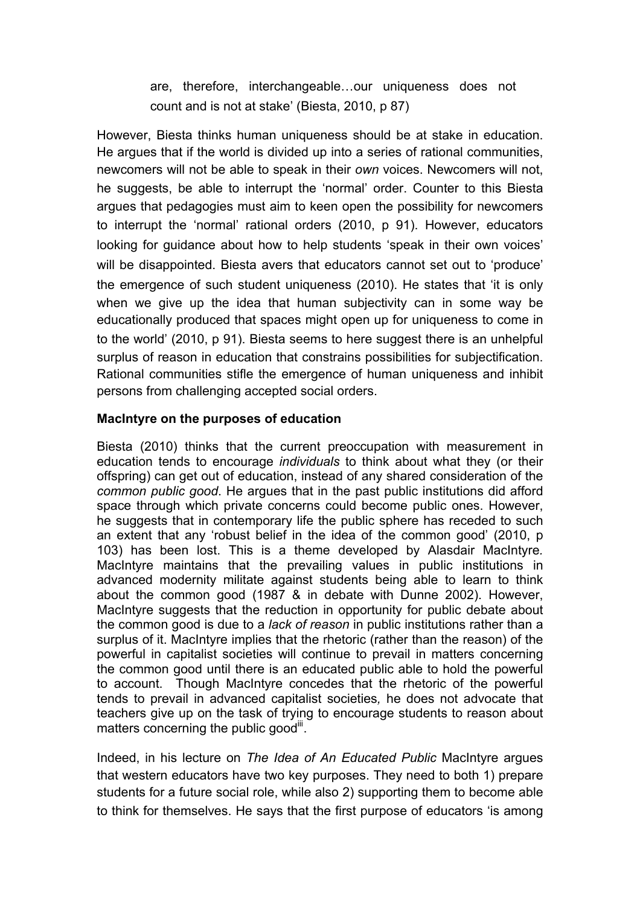are, therefore, interchangeable…our uniqueness does not count and is not at stake' (Biesta, 2010, p 87)

However, Biesta thinks human uniqueness should be at stake in education. He argues that if the world is divided up into a series of rational communities, newcomers will not be able to speak in their *own* voices. Newcomers will not, he suggests, be able to interrupt the 'normal' order. Counter to this Biesta argues that pedagogies must aim to keen open the possibility for newcomers to interrupt the 'normal' rational orders (2010, p 91). However, educators looking for guidance about how to help students 'speak in their own voices' will be disappointed. Biesta avers that educators cannot set out to 'produce' the emergence of such student uniqueness (2010). He states that 'it is only when we give up the idea that human subjectivity can in some way be educationally produced that spaces might open up for uniqueness to come in to the world' (2010, p 91). Biesta seems to here suggest there is an unhelpful surplus of reason in education that constrains possibilities for subjectification. Rational communities stifle the emergence of human uniqueness and inhibit persons from challenging accepted social orders.

**MacIntyre on the purposes of education**

Biesta (2010) thinks that the current preoccupation with measurement in education tends to encourage *individuals* to think about what they (or their offspring) can get out of education, instead of any shared consideration of the *common public good*. He argues that in the past public institutions did afford space through which private concerns could become public ones. However, he suggests that in contemporary life the public sphere has receded to such an extent that any 'robust belief in the idea of the common good' (2010, p 103) has been lost. This is a theme developed by Alasdair MacIntyre. MacIntyre maintains that the prevailing values in public institutions in advanced modernity militate against students being able to learn to think about the common good (1987 & in debate with Dunne 2002). However, MacIntyre suggests that the reduction in opportunity for public debate about the common good is due to a *lack of reason* in public institutions rather than a surplus of it. MacIntyre implies that the rhetoric (rather than the reason) of the powerful in capitalist societies will continue to prevail in matters concerning the common good until there is an educated public able to hold the powerful to account. Though MacIntyre concedes that the rhetoric of the powerful tends to prevail in advanced capitalist societies, he does not advocate that teachers give up on the task of trying to encourage students to reason about matters concerning the public good[iii].

Indeed, in his lecture on *The Idea of An Educated Public* MacIntyre argues that western educators have two key purposes. They need to both 1) prepare students for a future social role, while also 2) supporting them to become able to think for themselves. He says that the first purpose of educators 'is among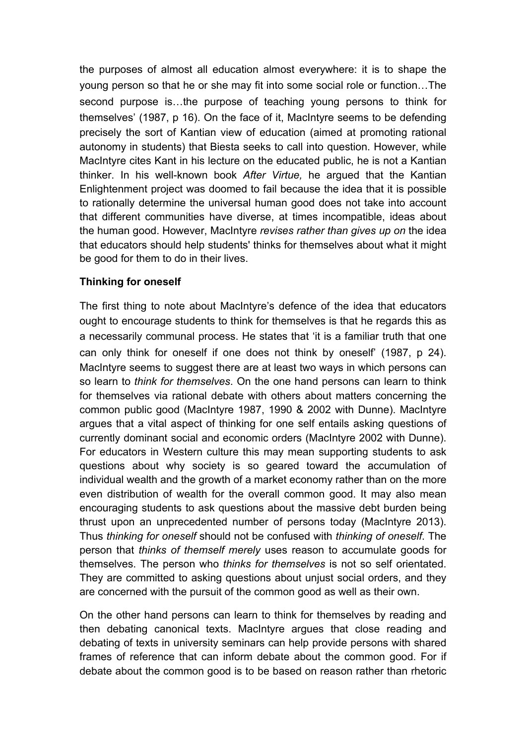the purposes of almost all education almost everywhere: it is to shape the young person so that he or she may fit into some social role or function…The second purpose is…the purpose of teaching young persons to think for themselves' (1987, p 16). On the face of it, MacIntyre seems to be defending precisely the sort of Kantian view of education (aimed at promoting rational autonomy in students) that Biesta seeks to call into question. However, while MacIntyre cites Kant in his lecture on the educated public, he is not a Kantian thinker. In his well-known book *After Virtue,* he argued that the Kantian Enlightenment project was doomed to fail because the idea that it is possible to rationally determine the universal human good does not take into account that different communities have diverse, at times incompatible, ideas about the human good. However, MacIntyre *revises rather than gives up on* the idea that educators should help students' thinks for themselves about what it might be good for them to do in their lives.

**Thinking for oneself**

The first thing to note about MacIntyre's defence of the idea that educators ought to encourage students to think for themselves is that he regards this as a necessarily communal process. He states that 'it is a familiar truth that one can only think for oneself if one does not think by oneself' (1987, p 24). MacIntyre seems to suggest there are at least two ways in which persons can so learn to *think for themselves*. On the one hand persons can learn to think for themselves via rational debate with others about matters concerning the common public good (MacIntyre 1987, 1990 & 2002 with Dunne). MacIntyre argues that a vital aspect of thinking for one self entails asking questions of currently dominant social and economic orders (MacIntyre 2002 with Dunne). For educators in Western culture this may mean supporting students to ask questions about why society is so geared toward the accumulation of individual wealth and the growth of a market economy rather than on the more even distribution of wealth for the overall common good. It may also mean encouraging students to ask questions about the massive debt burden being thrust upon an unprecedented number of persons today (MacIntyre 2013). Thus *thinking for oneself* should not be confused with *thinking of oneself*. The person that *thinks of themself merely* uses reason to accumulate goods for themselves. The person who *thinks for themselves* is not so self orientated. They are committed to asking questions about unjust social orders, and they are concerned with the pursuit of the common good as well as their own.

On the other hand persons can learn to think for themselves by reading and then debating canonical texts. MacIntyre argues that close reading and debating of texts in university seminars can help provide persons with shared frames of reference that can inform debate about the common good. For if debate about the common good is to be based on reason rather than rhetoric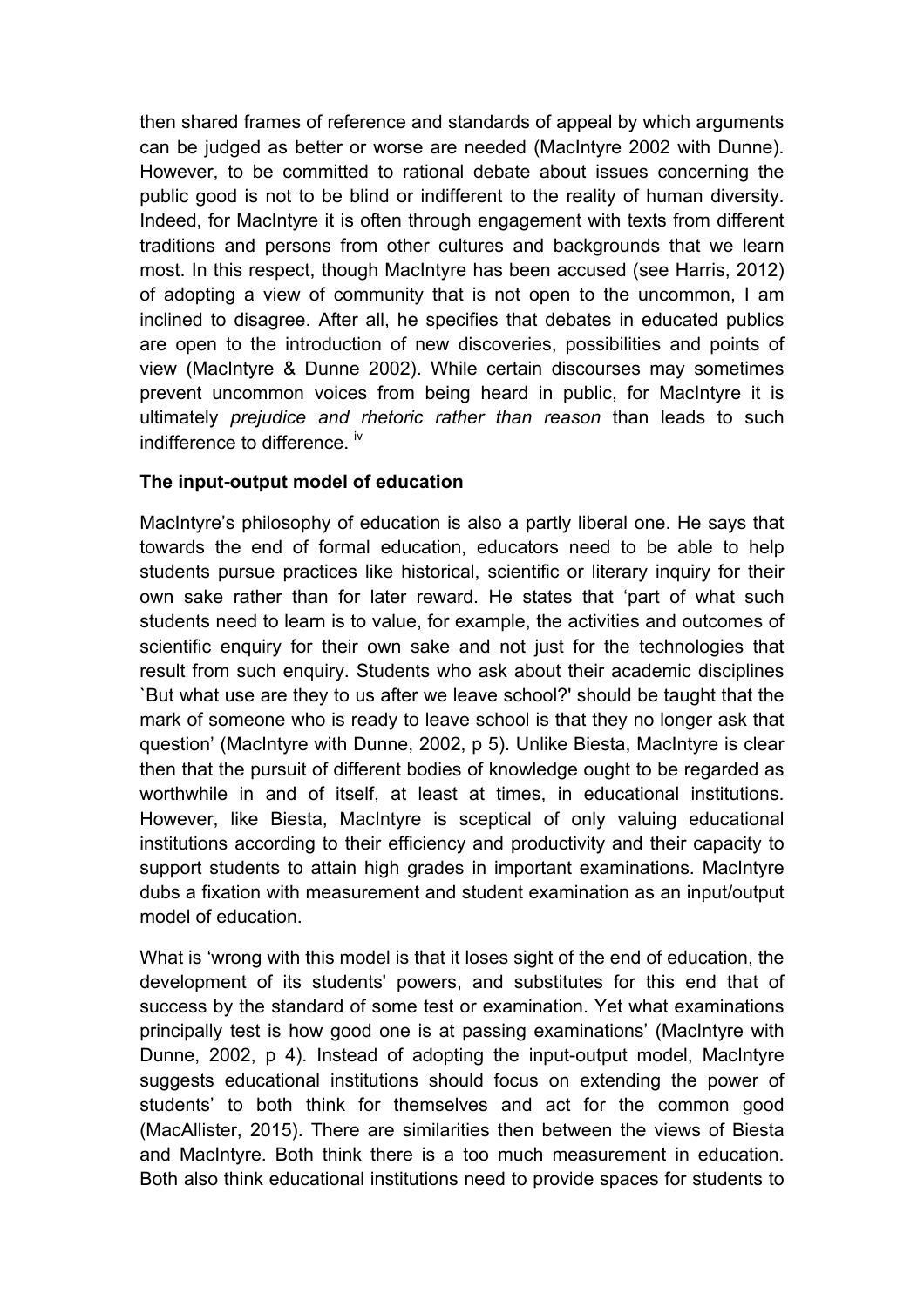then shared frames of reference and standards of appeal by which arguments can be judged as better or worse are needed (MacIntyre 2002 with Dunne). However, to be committed to rational debate about issues concerning the public good is not to be blind or indifferent to the reality of human diversity. Indeed, for MacIntyre it is often through engagement with texts from different traditions and persons from other cultures and backgrounds that we learn most. In this respect, though MacIntyre has been accused (see Harris, 2012) of adopting a view of community that is not open to the uncommon, I am inclined to disagree. After all, he specifies that debates in educated publics are open to the introduction of new discoveries, possibilities and points of view (MacIntyre & Dunne 2002). While certain discourses may sometimes prevent uncommon voices from being heard in public, for MacIntyre it is ultimately *prejudice and rhetoric rather than reason* than leads to such indifference to difference. [iv]

**The input-output model of education**

MacIntyre's philosophy of education is also a partly liberal one. He says that towards the end of formal education, educators need to be able to help students pursue practices like historical, scientific or literary inquiry for their own sake rather than for later reward. He states that 'part of what such students need to learn is to value, for example, the activities and outcomes of scientific enquiry for their own sake and not just for the technologies that result from such enquiry. Students who ask about their academic disciplines `But what use are they to us after we leave school?' should be taught that the mark of someone who is ready to leave school is that they no longer ask that question' (MacIntyre with Dunne, 2002, p 5). Unlike Biesta, MacIntyre is clear then that the pursuit of different bodies of knowledge ought to be regarded as worthwhile in and of itself, at least at times, in educational institutions. However, like Biesta, MacIntyre is sceptical of only valuing educational institutions according to their efficiency and productivity and their capacity to support students to attain high grades in important examinations. MacIntyre dubs a fixation with measurement and student examination as an input/output model of education.

What is 'wrong with this model is that it loses sight of the end of education, the development of its students' powers, and substitutes for this end that of success by the standard of some test or examination. Yet what examinations principally test is how good one is at passing examinations' (MacIntyre with Dunne, 2002, p 4). Instead of adopting the input-output model, MacIntyre suggests educational institutions should focus on extending the power of students' to both think for themselves and act for the common good (MacAllister, 2015). There are similarities then between the views of Biesta and MacIntyre. Both think there is a too much measurement in education. Both also think educational institutions need to provide spaces for students to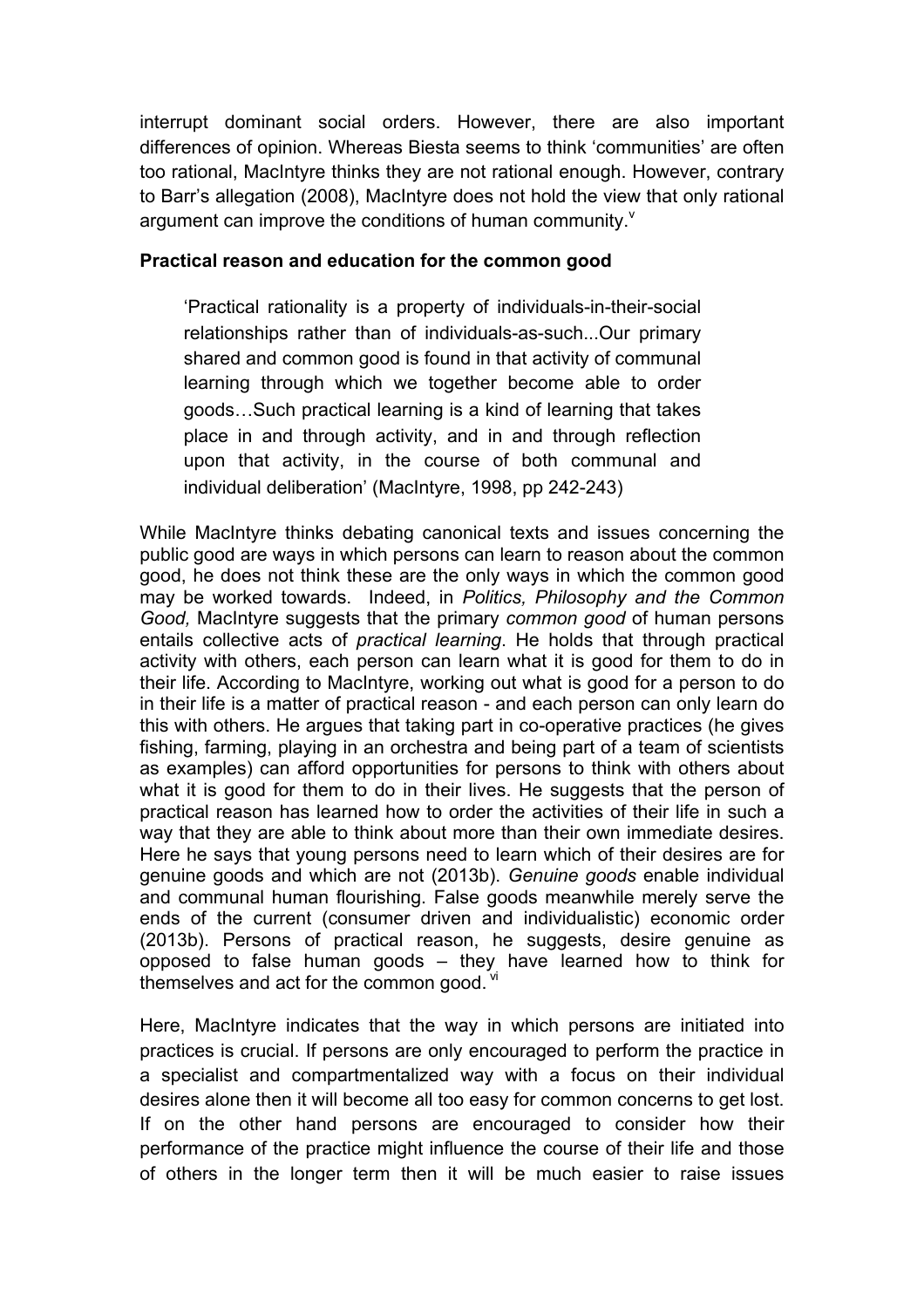interrupt dominant social orders. However, there are also important differences of opinion. Whereas Biesta seems to think 'communities' are often too rational, MacIntyre thinks they are not rational enough. However, contrary to Barr's allegation (2008), MacIntyre does not hold the view that only rational argument can improve the conditions of human community.[v]

**Practical reason and education for the common good**

> 'Practical rationality is a property of individuals-in-their-social relationships rather than of individuals-as-such...Our primary shared and common good is found in that activity of communal learning through which we together become able to order goods…Such practical learning is a kind of learning that takes place in and through activity, and in and through reflection upon that activity, in the course of both communal and individual deliberation' (MacIntyre, 1998, pp 242-243)

While MacIntyre thinks debating canonical texts and issues concerning the public good are ways in which persons can learn to reason about the common good, he does not think these are the only ways in which the common good may be worked towards. Indeed, in *Politics, Philosophy and the Common Good,* MacIntyre suggests that the primary *common good* of human persons entails collective acts of *practical learning*. He holds that through practical activity with others, each person can learn what it is good for them to do in their life. According to MacIntyre, working out what is good for a person to do in their life is a matter of practical reason - and each person can only learn do this with others. He argues that taking part in co-operative practices (he gives fishing, farming, playing in an orchestra and being part of a team of scientists as examples) can afford opportunities for persons to think with others about what it is good for them to do in their lives. He suggests that the person of practical reason has learned how to order the activities of their life in such a way that they are able to think about more than their own immediate desires. Here he says that young persons need to learn which of their desires are for genuine goods and which are not (2013b). *Genuine goods* enable individual and communal human flourishing. False goods meanwhile merely serve the ends of the current (consumer driven and individualistic) economic order (2013b). Persons of practical reason, he suggests, desire genuine as opposed to false human goods – they have learned how to think for themselves and act for the common good.[vi]

Here, MacIntyre indicates that the way in which persons are initiated into practices is crucial. If persons are only encouraged to perform the practice in a specialist and compartmentalized way with a focus on their individual desires alone then it will become all too easy for common concerns to get lost. If on the other hand persons are encouraged to consider how their performance of the practice might influence the course of their life and those of others in the longer term then it will be much easier to raise issues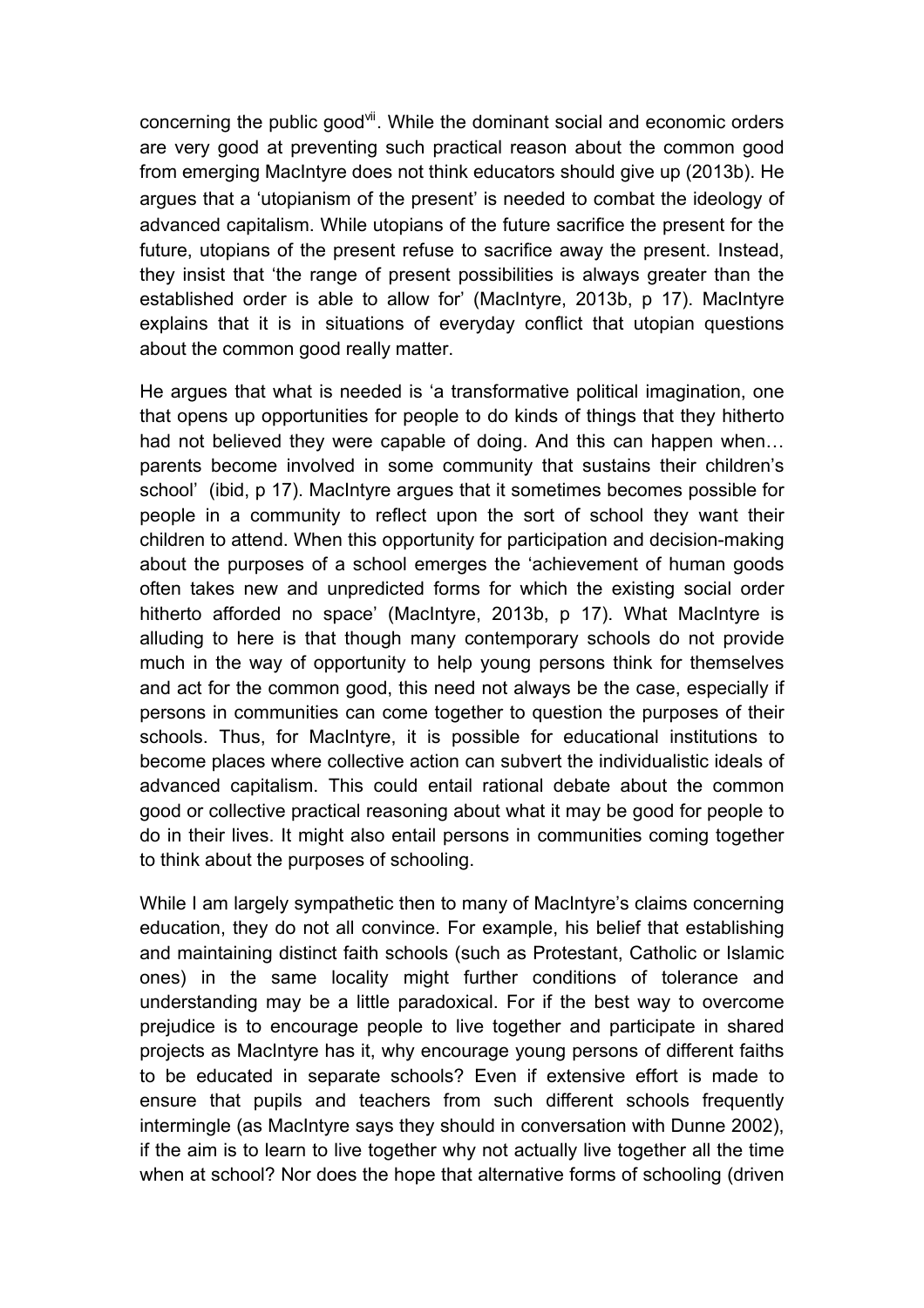concerning the public good[vii]. While the dominant social and economic orders are very good at preventing such practical reason about the common good from emerging MacIntyre does not think educators should give up (2013b). He argues that a 'utopianism of the present' is needed to combat the ideology of advanced capitalism. While utopians of the future sacrifice the present for the future, utopians of the present refuse to sacrifice away the present. Instead, they insist that 'the range of present possibilities is always greater than the established order is able to allow for' (MacIntyre, 2013b, p 17). MacIntyre explains that it is in situations of everyday conflict that utopian questions about the common good really matter.

He argues that what is needed is 'a transformative political imagination, one that opens up opportunities for people to do kinds of things that they hitherto had not believed they were capable of doing. And this can happen when… parents become involved in some community that sustains their children's school' (ibid, p 17). MacIntyre argues that it sometimes becomes possible for people in a community to reflect upon the sort of school they want their children to attend. When this opportunity for participation and decision-making about the purposes of a school emerges the 'achievement of human goods often takes new and unpredicted forms for which the existing social order hitherto afforded no space' (MacIntyre, 2013b, p 17). What MacIntyre is alluding to here is that though many contemporary schools do not provide much in the way of opportunity to help young persons think for themselves and act for the common good, this need not always be the case, especially if persons in communities can come together to question the purposes of their schools. Thus, for MacIntyre, it is possible for educational institutions to become places where collective action can subvert the individualistic ideals of advanced capitalism. This could entail rational debate about the common good or collective practical reasoning about what it may be good for people to do in their lives. It might also entail persons in communities coming together to think about the purposes of schooling.

While I am largely sympathetic then to many of MacIntyre's claims concerning education, they do not all convince. For example, his belief that establishing and maintaining distinct faith schools (such as Protestant, Catholic or Islamic ones) in the same locality might further conditions of tolerance and understanding may be a little paradoxical. For if the best way to overcome prejudice is to encourage people to live together and participate in shared projects as MacIntyre has it, why encourage young persons of different faiths to be educated in separate schools? Even if extensive effort is made to ensure that pupils and teachers from such different schools frequently intermingle (as MacIntyre says they should in conversation with Dunne 2002), if the aim is to learn to live together why not actually live together all the time when at school? Nor does the hope that alternative forms of schooling (driven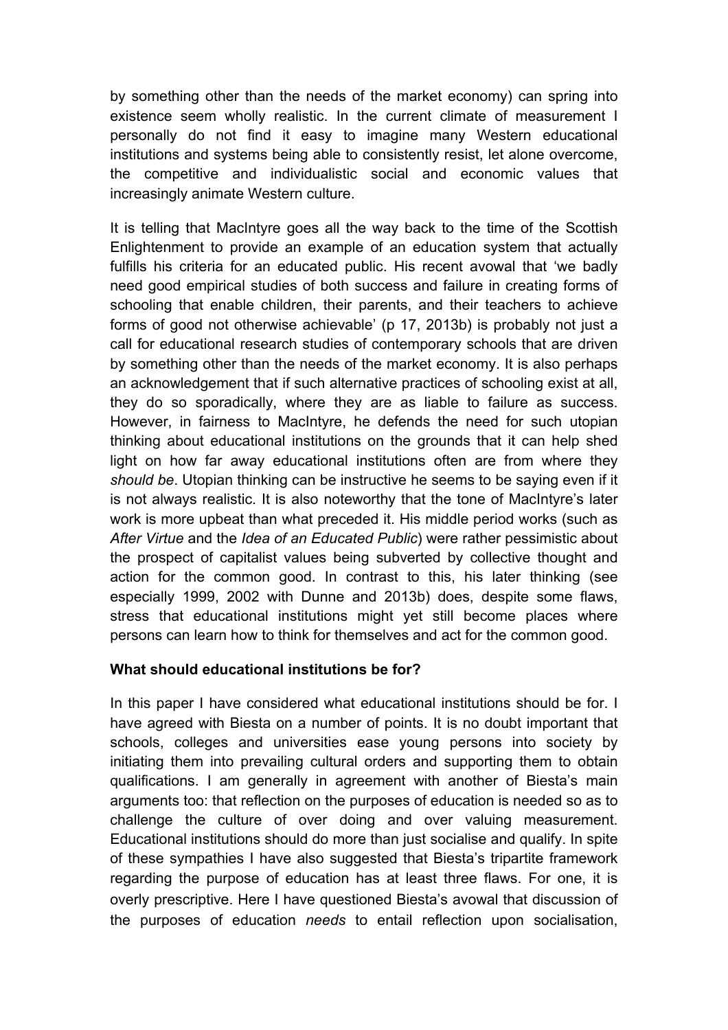by something other than the needs of the market economy) can spring into existence seem wholly realistic. In the current climate of measurement I personally do not find it easy to imagine many Western educational institutions and systems being able to consistently resist, let alone overcome, the competitive and individualistic social and economic values that increasingly animate Western culture.

It is telling that MacIntyre goes all the way back to the time of the Scottish Enlightenment to provide an example of an education system that actually fulfills his criteria for an educated public. His recent avowal that 'we badly need good empirical studies of both success and failure in creating forms of schooling that enable children, their parents, and their teachers to achieve forms of good not otherwise achievable' (p 17, 2013b) is probably not just a call for educational research studies of contemporary schools that are driven by something other than the needs of the market economy. It is also perhaps an acknowledgement that if such alternative practices of schooling exist at all, they do so sporadically, where they are as liable to failure as success. However, in fairness to MacIntyre, he defends the need for such utopian thinking about educational institutions on the grounds that it can help shed light on how far away educational institutions often are from where they *should be*. Utopian thinking can be instructive he seems to be saying even if it is not always realistic. It is also noteworthy that the tone of MacIntyre's later work is more upbeat than what preceded it. His middle period works (such as *After Virtue* and the *Idea of an Educated Public*) were rather pessimistic about the prospect of capitalist values being subverted by collective thought and action for the common good. In contrast to this, his later thinking (see especially 1999, 2002 with Dunne and 2013b) does, despite some flaws, stress that educational institutions might yet still become places where persons can learn how to think for themselves and act for the common good.

**What should educational institutions be for?**

In this paper I have considered what educational institutions should be for. I have agreed with Biesta on a number of points. It is no doubt important that schools, colleges and universities ease young persons into society by initiating them into prevailing cultural orders and supporting them to obtain qualifications. I am generally in agreement with another of Biesta's main arguments too: that reflection on the purposes of education is needed so as to challenge the culture of over doing and over valuing measurement. Educational institutions should do more than just socialise and qualify. In spite of these sympathies I have also suggested that Biesta's tripartite framework regarding the purpose of education has at least three flaws. For one, it is overly prescriptive. Here I have questioned Biesta's avowal that discussion of the purposes of education *needs* to entail reflection upon socialisation,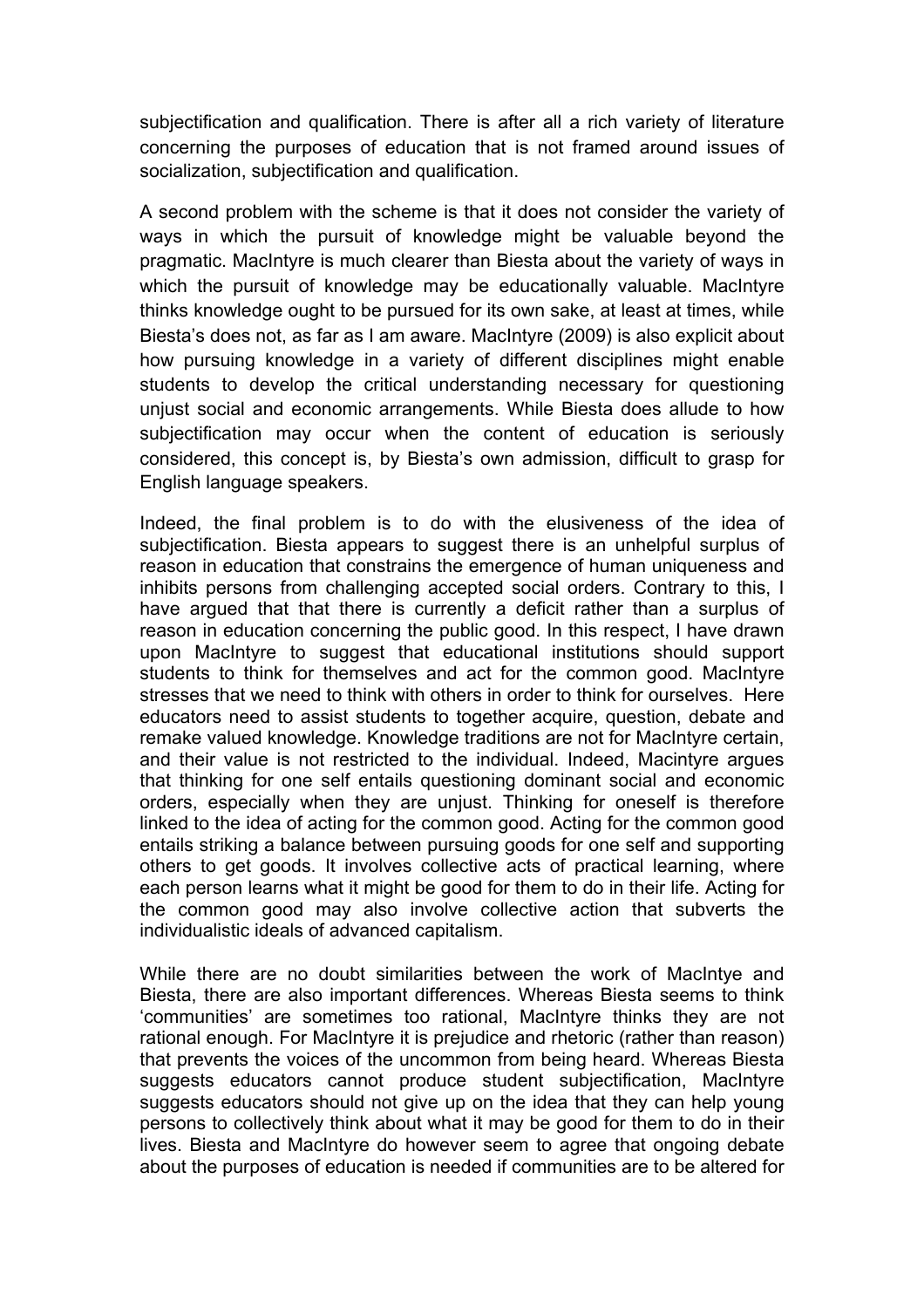subjectification and qualification. There is after all a rich variety of literature concerning the purposes of education that is not framed around issues of socialization, subjectification and qualification.

A second problem with the scheme is that it does not consider the variety of ways in which the pursuit of knowledge might be valuable beyond the pragmatic. MacIntyre is much clearer than Biesta about the variety of ways in which the pursuit of knowledge may be educationally valuable. MacIntyre thinks knowledge ought to be pursued for its own sake, at least at times, while Biesta's does not, as far as I am aware. MacIntyre (2009) is also explicit about how pursuing knowledge in a variety of different disciplines might enable students to develop the critical understanding necessary for questioning unjust social and economic arrangements. While Biesta does allude to how subjectification may occur when the content of education is seriously considered, this concept is, by Biesta's own admission, difficult to grasp for English language speakers.

Indeed, the final problem is to do with the elusiveness of the idea of subjectification. Biesta appears to suggest there is an unhelpful surplus of reason in education that constrains the emergence of human uniqueness and inhibits persons from challenging accepted social orders. Contrary to this, I have argued that that there is currently a deficit rather than a surplus of reason in education concerning the public good. In this respect, I have drawn upon MacIntyre to suggest that educational institutions should support students to think for themselves and act for the common good. MacIntyre stresses that we need to think with others in order to think for ourselves. Here educators need to assist students to together acquire, question, debate and remake valued knowledge. Knowledge traditions are not for MacIntyre certain, and their value is not restricted to the individual. Indeed, Macintyre argues that thinking for one self entails questioning dominant social and economic orders, especially when they are unjust. Thinking for oneself is therefore linked to the idea of acting for the common good. Acting for the common good entails striking a balance between pursuing goods for one self and supporting others to get goods. It involves collective acts of practical learning, where each person learns what it might be good for them to do in their life. Acting for the common good may also involve collective action that subverts the individualistic ideals of advanced capitalism.

While there are no doubt similarities between the work of MacIntye and Biesta, there are also important differences. Whereas Biesta seems to think 'communities' are sometimes too rational, MacIntyre thinks they are not rational enough. For MacIntyre it is prejudice and rhetoric (rather than reason) that prevents the voices of the uncommon from being heard. Whereas Biesta suggests educators cannot produce student subjectification, MacIntyre suggests educators should not give up on the idea that they can help young persons to collectively think about what it may be good for them to do in their lives. Biesta and MacIntyre do however seem to agree that ongoing debate about the purposes of education is needed if communities are to be altered for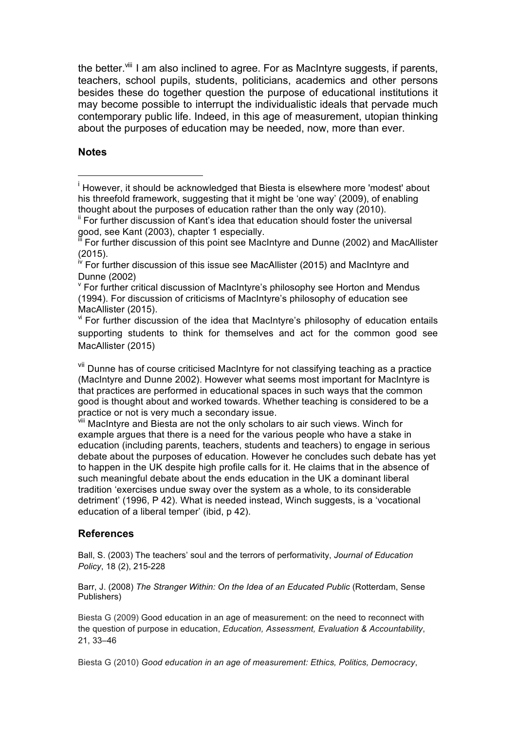the better.[viii] I am also inclined to agree. For as MacIntyre suggests, if parents, teachers, school pupils, students, politicians, academics and other persons besides these do together question the purpose of educational institutions it may become possible to interrupt the individualistic ideals that pervade much contemporary public life. Indeed, in this age of measurement, utopian thinking about the purposes of education may be needed, now, more than ever.

**Notes**

[i] However, it should be acknowledged that Biesta is elsewhere more 'modest' about his threefold framework, suggesting that it might be 'one way' (2009), of enabling thought about the purposes of education rather than the only way (2010).

[ii] For further discussion of Kant's idea that education should foster the universal good, see Kant (2003), chapter 1 especially.

[iii] For further discussion of this point see MacIntyre and Dunne (2002) and MacAllister (2015).

[iv] For further discussion of this issue see MacAllister (2015) and MacIntyre and Dunne (2002)

[v] For further critical discussion of MacIntyre's philosophy see Horton and Mendus (1994). For discussion of criticisms of MacIntyre's philosophy of education see MacAllister (2015).

[vi] For further discussion of the idea that MacIntyre's philosophy of education entails supporting students to think for themselves and act for the common good see MacAllister (2015)

[vii] Dunne has of course criticised MacIntyre for not classifying teaching as a practice (MacIntyre and Dunne 2002). However what seems most important for MacIntyre is that practices are performed in educational spaces in such ways that the common good is thought about and worked towards. Whether teaching is considered to be a practice or not is very much a secondary issue.

[viii] MacIntyre and Biesta are not the only scholars to air such views. Winch for example argues that there is a need for the various people who have a stake in education (including parents, teachers, students and teachers) to engage in serious debate about the purposes of education. However he concludes such debate has yet to happen in the UK despite high profile calls for it. He claims that in the absence of such meaningful debate about the ends education in the UK a dominant liberal tradition 'exercises undue sway over the system as a whole, to its considerable detriment' (1996, P 42). What is needed instead, Winch suggests, is a 'vocational education of a liberal temper' (ibid, p 42).

## References

Ball, S. (2003) The teachers' soul and the terrors of performativity, *Journal of Education Policy*, 18 (2), 215-228

Barr, J. (2008) *The Stranger Within: On the Idea of an Educated Public* (Rotterdam, Sense Publishers)

Biesta G (2009) Good education in an age of measurement: on the need to reconnect with the question of purpose in education, *Education, Assessment, Evaluation & Accountability*, 21, 33–46

Biesta G (2010) *Good education in an age of measurement: Ethics, Politics, Democracy*,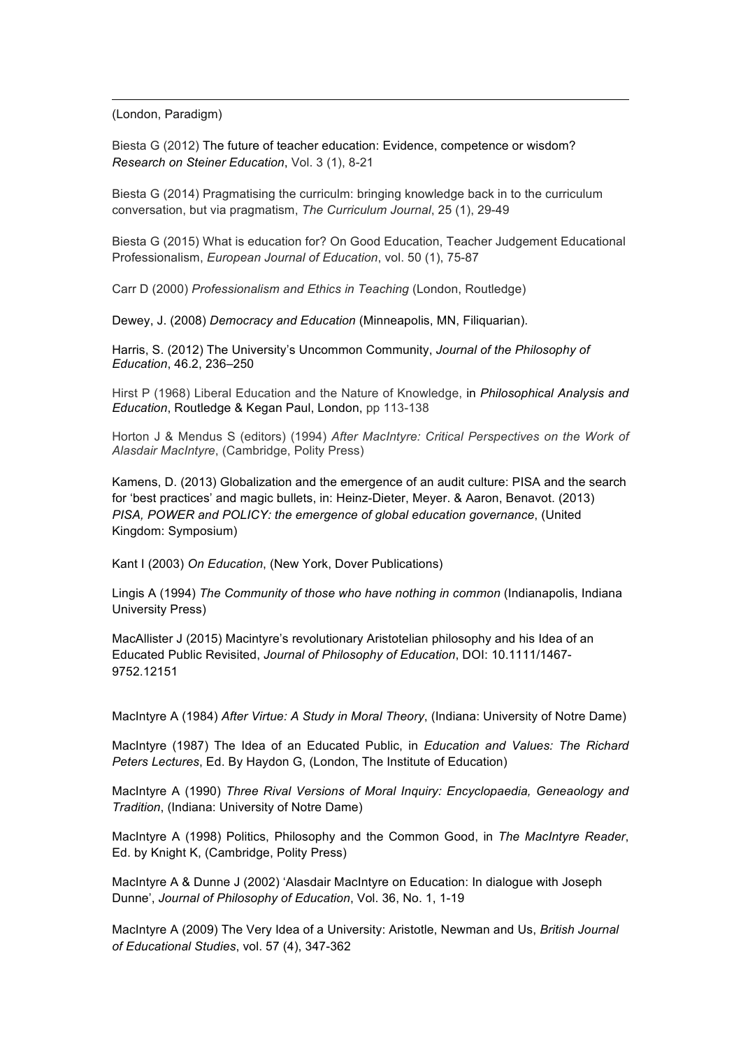(London, Paradigm)

Biesta G (2012) The future of teacher education: Evidence, competence or wisdom? *Research on Steiner Education*, Vol. 3 (1), 8-21

Biesta G (2014) Pragmatising the curriculm: bringing knowledge back in to the curriculum conversation, but via pragmatism, *The Curriculum Journal*, 25 (1), 29-49

Biesta G (2015) What is education for? On Good Education, Teacher Judgement Educational Professionalism, *European Journal of Education*, vol. 50 (1), 75-87

Carr D (2000) *Professionalism and Ethics in Teaching* (London, Routledge)

Dewey, J. (2008) *Democracy and Education* (Minneapolis, MN, Filiquarian).

Harris, S. (2012) The University's Uncommon Community, *Journal of the Philosophy of Education*, 46.2, 236–250

Hirst P (1968) Liberal Education and the Nature of Knowledge, in *Philosophical Analysis and Education*, Routledge & Kegan Paul, London, pp 113-138

Horton J & Mendus S (editors) (1994) *After MacIntyre: Critical Perspectives on the Work of Alasdair MacIntyre*, (Cambridge, Polity Press)

Kamens, D. (2013) Globalization and the emergence of an audit culture: PISA and the search for 'best practices' and magic bullets, in: Heinz-Dieter, Meyer. & Aaron, Benavot. (2013) *PISA, POWER and POLICY: the emergence of global education governance*, (United Kingdom: Symposium)

Kant I (2003) *On Education*, (New York, Dover Publications)

Lingis A (1994) *The Community of those who have nothing in common* (Indianapolis, Indiana University Press)

MacAllister J (2015) Macintyre's revolutionary Aristotelian philosophy and his Idea of an Educated Public Revisited, *Journal of Philosophy of Education*, DOI: 10.1111/1467-9752.12151

MacIntyre A (1984) *After Virtue: A Study in Moral Theory*, (Indiana: University of Notre Dame)

MacIntyre (1987) The Idea of an Educated Public, in *Education and Values: The Richard Peters Lectures*, Ed. By Haydon G, (London, The Institute of Education)

MacIntyre A (1990) *Three Rival Versions of Moral Inquiry: Encyclopaedia, Geneaology and Tradition*, (Indiana: University of Notre Dame)

MacIntyre A (1998) Politics, Philosophy and the Common Good, in *The MacIntyre Reader*, Ed. by Knight K, (Cambridge, Polity Press)

MacIntyre A & Dunne J (2002) 'Alasdair MacIntyre on Education: In dialogue with Joseph Dunne', *Journal of Philosophy of Education*, Vol. 36, No. 1, 1-19

MacIntyre A (2009) The Very Idea of a University: Aristotle, Newman and Us, *British Journal of Educational Studies*, vol. 57 (4), 347-362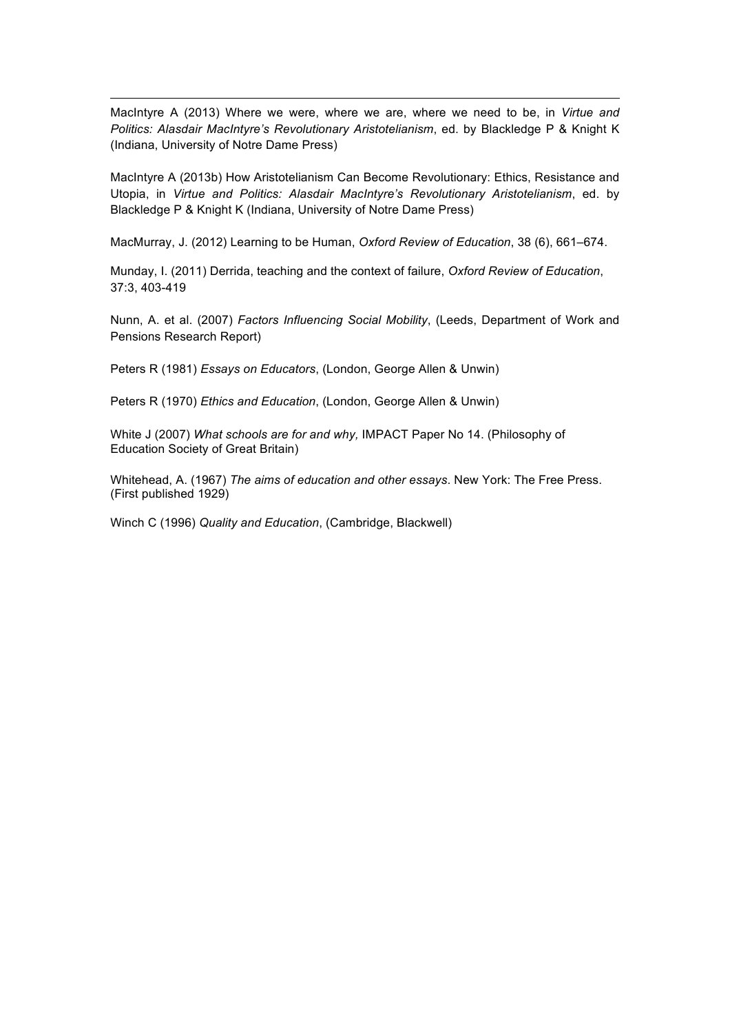MacIntyre A (2013) Where we were, where we are, where we need to be, in *Virtue and Politics: Alasdair MacIntyre's Revolutionary Aristotelianism*, ed. by Blackledge P & Knight K (Indiana, University of Notre Dame Press)

MacIntyre A (2013b) How Aristotelianism Can Become Revolutionary: Ethics, Resistance and Utopia, in *Virtue and Politics: Alasdair MacIntyre's Revolutionary Aristotelianism*, ed. by Blackledge P & Knight K (Indiana, University of Notre Dame Press)

MacMurray, J. (2012) Learning to be Human, *Oxford Review of Education*, 38 (6), 661–674.

Munday, I. (2011) Derrida, teaching and the context of failure, *Oxford Review of Education*, 37:3, 403-419

Nunn, A. et al. (2007) *Factors Influencing Social Mobility*, (Leeds, Department of Work and Pensions Research Report)

Peters R (1981) *Essays on Educators*, (London, George Allen & Unwin)

Peters R (1970) *Ethics and Education*, (London, George Allen & Unwin)

White J (2007) *What schools are for and why,* IMPACT Paper No 14. (Philosophy of Education Society of Great Britain)

Whitehead, A. (1967) *The aims of education and other essays*. New York: The Free Press. (First published 1929)

Winch C (1996) *Quality and Education*, (Cambridge, Blackwell)